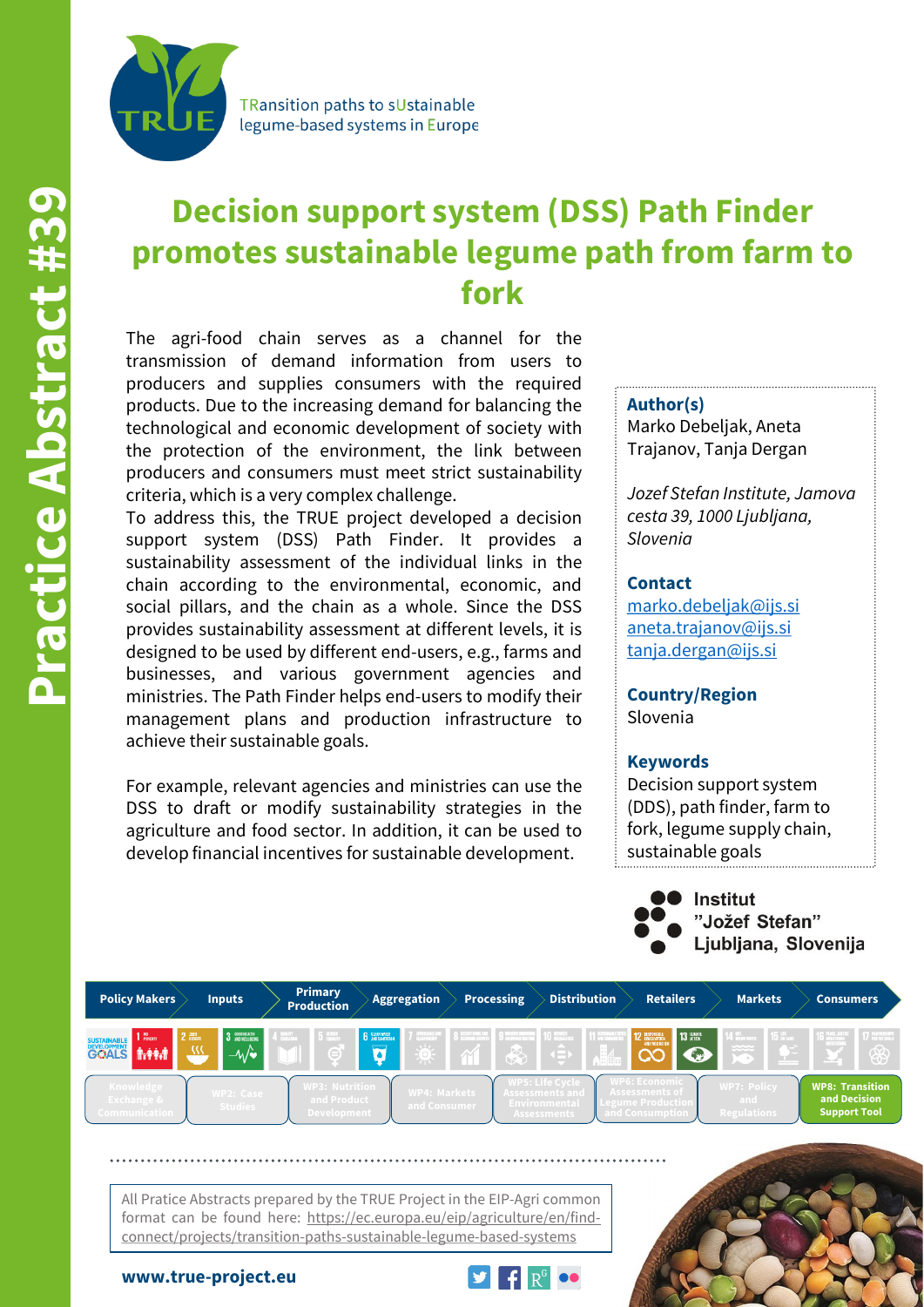Practice Abstract #39

TRansition paths to sUstainable legume-based systems in Europe

# Decision support system (DSS) Path Finder promotes sustainable legume path from farm to fork

The agri-food chain serves as a channel for the transmission of demand information from users to producers and supplies consumers with the required products. Due to the increasing demand for balancing the technological and economic development of society with the protection of the environment, the link between producers and consumers must meet strict sustainability criteria, which is a very complex challenge.

To address this, the TRUE project developed a decision support system (DSS) Path Finder. It provides a sustainability assessment of the individual links in the chain according to the environmental, economic, and social pillars, and the chain as a whole. Since the DSS provides sustainability assessment at different levels, it is designed to be used by different end-users, e.g., farms and businesses, and various government agencies and ministries. The Path Finder helps end-users to modify their management plans and production infrastructure to achieve their sustainable goals.

For example, relevant agencies and ministries can use the DSS to draft or modify sustainability strategies in the agriculture and food sector. In addition, it can be used to develop financial incentives for sustainable development.

**Author(s)**
Marko Debeljak, Aneta Trajanov, Tanja Dergan

*Jozef Stefan Institute, Jamova cesta 39, 1000 Ljubljana, Slovenia*

**Contact**
marko.debeljak@ijs.si
aneta.trajanov@ijs.si
tanja.dergan@ijs.si

**Country/Region**
Slovenia

**Keywords**
Decision support system (DDS), path finder, farm to fork, legume supply chain, sustainable goals

Institut "Jožef Stefan" Ljubljana, Slovenija

Policy Makers | Inputs | Primary Production | Aggregation | Processing | Distribution | Retailers | Markets | Consumers

Knowledge Exchange & Communication | WP2: Case Studies | WP3: Nutrition and Product Development | WP4: Markets and Consumer | WP5: Life Cycle Assessments and Environmental Assessments | WP6: Economic Assessments of Legume Production and Consumption | WP7: Policy and Regulations | **WP8: Transition and Decision Support Tool**

All Pratice Abstracts prepared by the TRUE Project in the EIP-Agri common format can be found here: https://ec.europa.eu/eip/agriculture/en/find-connect/projects/transition-paths-sustainable-legume-based-systems

**www.true-project.eu**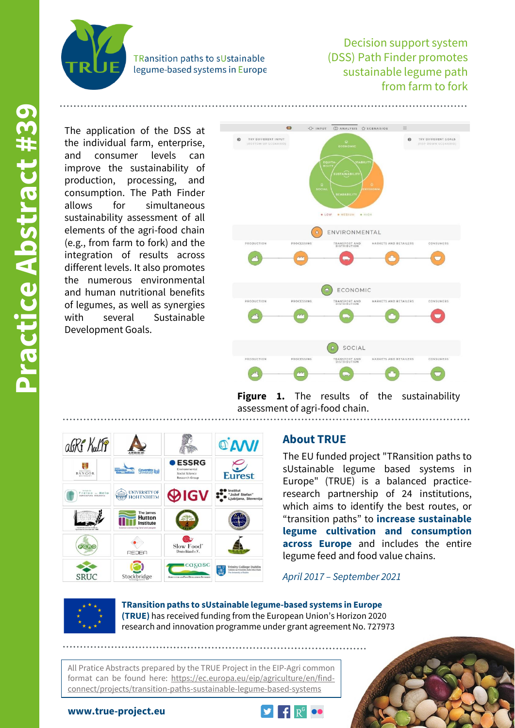# Practice Abstract #39

TRansition paths to sUstainable legume-based systems in Europe

## Decision support system (DSS) Path Finder promotes sustainable legume path from farm to fork

The application of the DSS at the individual farm, enterprise, and consumer levels can improve the sustainability of production, processing, and consumption. The Path Finder allows for simultaneous sustainability assessment of all elements of the agri-food chain (e.g., from farm to fork) and the integration of results across different levels. It also promotes the numerous environmental and human nutritional benefits of legumes, as well as synergies with several Sustainable Development Goals.

INPUT ANALYSIS SCENARIOS

TRY DIFFERENT INPUT (BOTTOM UP SCENARIO)

TRY DIFFERENT GOALS (TOP DOWN SCENARIO)

ECONOMIC

EQUITABILITY

VIABILITY

SUSTAINABILITY

SOCIAL

ENVIRONMENT

BEARABILITY

LOW MEDIUM HIGH

ENVIRONMENTAL

PRODUCTION PROCESSING TRANSPORT AND DISTRIBUTION MARKETS AND RETAILERS CONSUMERS

ECONOMIC

PRODUCTION PROCESSING TRANSPORT AND DISTRIBUTION MARKETS AND RETAILERS CONSUMERS

SOCIAL

PRODUCTION PROCESSING TRANSPORT AND DISTRIBUTION MARKETS AND RETAILERS CONSUMERS

**Figure 1.** The results of the sustainability assessment of agri-food chain.

## About TRUE

The EU funded project "TRansition paths to sUstainable legume based systems in Europe" (TRUE) is a balanced practice-research partnership of 24 institutions, which aims to identify the best routes, or "transition paths" to **increase sustainable legume cultivation and consumption across Europe** and includes the entire legume feed and food value chains.

*April 2017 – September 2021*

**TRansition paths to sUstainable legume-based systems in Europe (TRUE)** has received funding from the European Union's Horizon 2020 research and innovation programme under grant agreement No. 727973

All Pratice Abstracts prepared by the TRUE Project in the EIP-Agri common format can be found here: https://ec.europa.eu/eip/agriculture/en/find-connect/projects/transition-paths-sustainable-legume-based-systems

**www.true-project.eu**